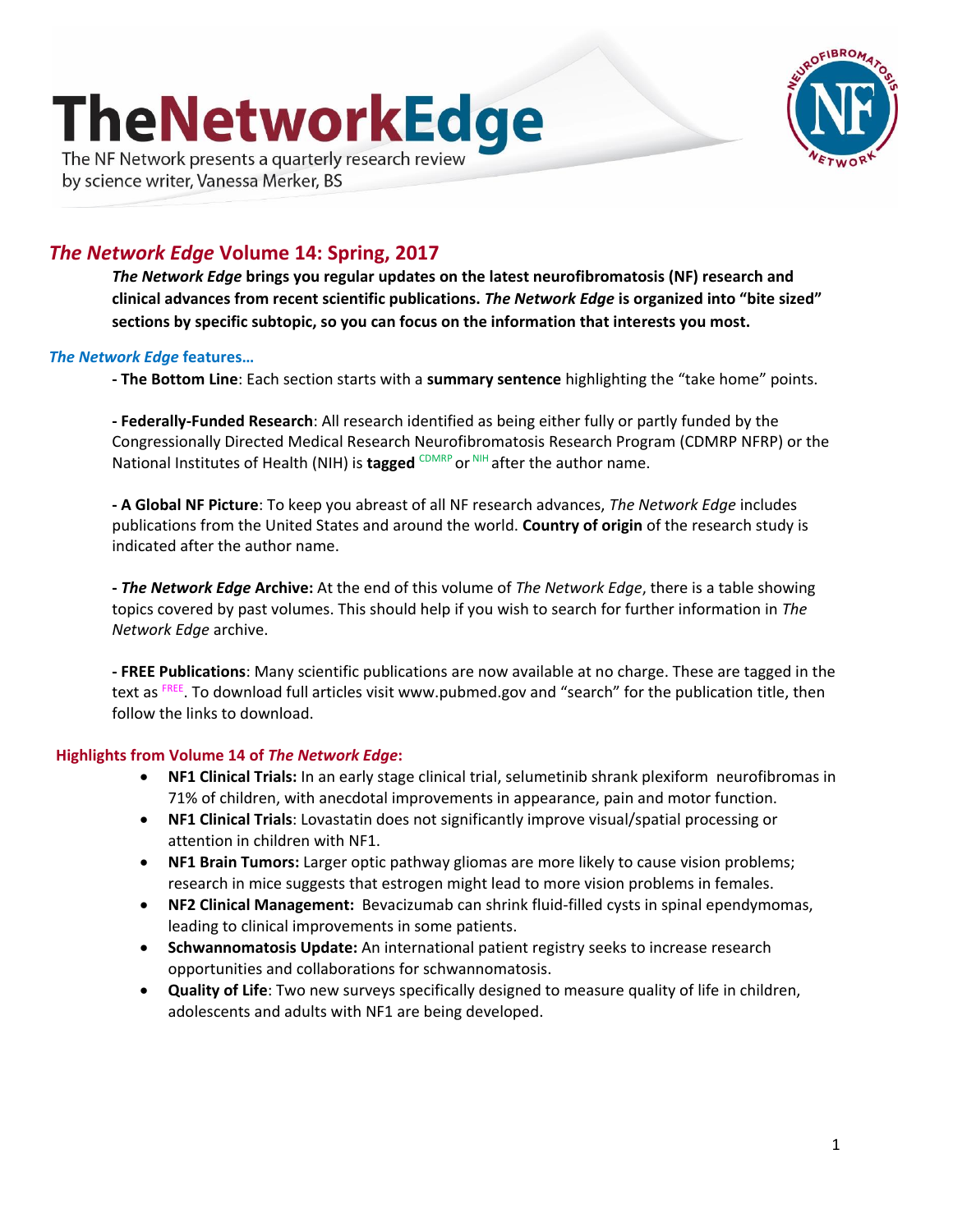# TheNetworkEdge

The NF Network presents a quarterly research review by science writer, Vanessa Merker, BS

## *The Network Edge* Volume 14: Spring, 2017

***The Network Edge*** **brings you regular updates on the latest neurofibromatosis (NF) research and clinical advances from recent scientific publications.** ***The Network Edge*** **is organized into "bite sized" sections by specific subtopic, so you can focus on the information that interests you most.**

### *The Network Edge* features…

**- The Bottom Line**: Each section starts with a **summary sentence** highlighting the "take home" points.

**- Federally-Funded Research**: All research identified as being either fully or partly funded by the Congressionally Directed Medical Research Neurofibromatosis Research Program (CDMRP NFRP) or the National Institutes of Health (NIH) is **tagged** [CDMRP] or [NIH] after the author name.

**- A Global NF Picture**: To keep you abreast of all NF research advances, *The Network Edge* includes publications from the United States and around the world. **Country of origin** of the research study is indicated after the author name.

**- *The Network Edge* Archive:** At the end of this volume of *The Network Edge*, there is a table showing topics covered by past volumes. This should help if you wish to search for further information in *The Network Edge* archive.

**- FREE Publications**: Many scientific publications are now available at no charge. These are tagged in the text as [FREE]. To download full articles visit www.pubmed.gov and "search" for the publication title, then follow the links to download.

### Highlights from Volume 14 of *The Network Edge*:

- **NF1 Clinical Trials:** In an early stage clinical trial, selumetinib shrank plexiform neurofibromas in 71% of children, with anecdotal improvements in appearance, pain and motor function.
- **NF1 Clinical Trials**: Lovastatin does not significantly improve visual/spatial processing or attention in children with NF1.
- **NF1 Brain Tumors:** Larger optic pathway gliomas are more likely to cause vision problems; research in mice suggests that estrogen might lead to more vision problems in females.
- **NF2 Clinical Management:** Bevacizumab can shrink fluid-filled cysts in spinal ependymomas, leading to clinical improvements in some patients.
- **Schwannomatosis Update:** An international patient registry seeks to increase research opportunities and collaborations for schwannomatosis.
- **Quality of Life**: Two new surveys specifically designed to measure quality of life in children, adolescents and adults with NF1 are being developed.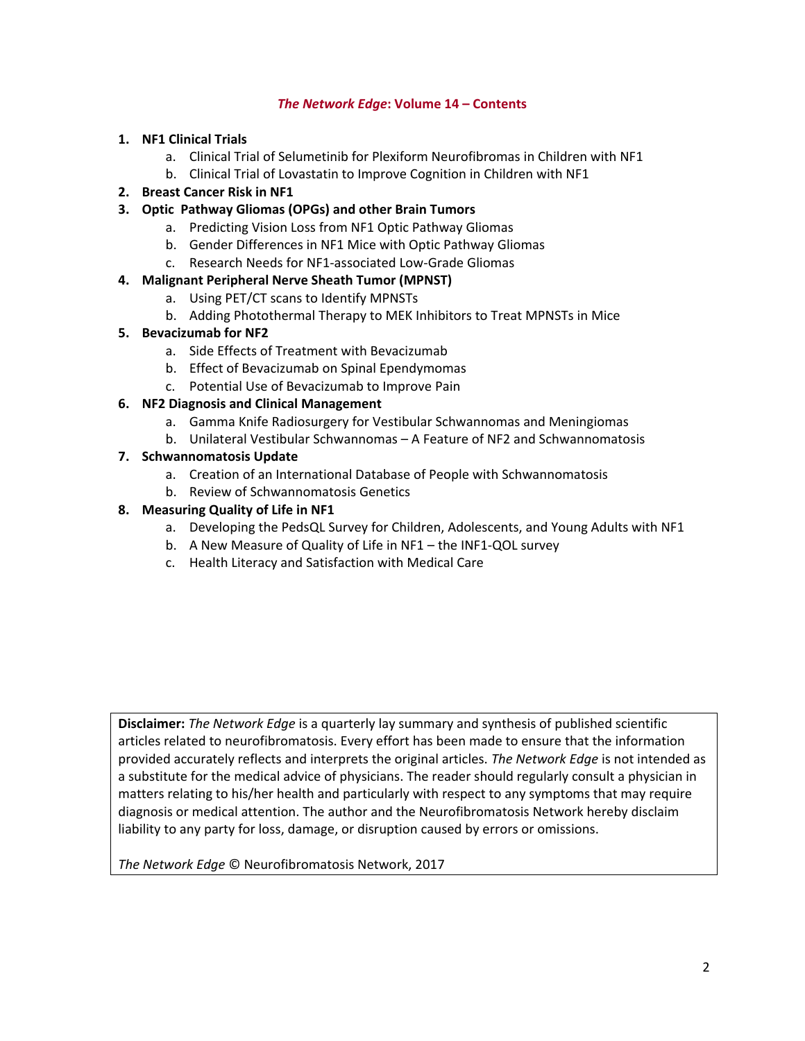## *The Network Edge*: Volume 14 – Contents

1. **NF1 Clinical Trials**
   a. Clinical Trial of Selumetinib for Plexiform Neurofibromas in Children with NF1
   b. Clinical Trial of Lovastatin to Improve Cognition in Children with NF1
2. **Breast Cancer Risk in NF1**
3. **Optic Pathway Gliomas (OPGs) and other Brain Tumors**
   a. Predicting Vision Loss from NF1 Optic Pathway Gliomas
   b. Gender Differences in NF1 Mice with Optic Pathway Gliomas
   c. Research Needs for NF1-associated Low-Grade Gliomas
4. **Malignant Peripheral Nerve Sheath Tumor (MPNST)**
   a. Using PET/CT scans to Identify MPNSTs
   b. Adding Photothermal Therapy to MEK Inhibitors to Treat MPNSTs in Mice
5. **Bevacizumab for NF2**
   a. Side Effects of Treatment with Bevacizumab
   b. Effect of Bevacizumab on Spinal Ependymomas
   c. Potential Use of Bevacizumab to Improve Pain
6. **NF2 Diagnosis and Clinical Management**
   a. Gamma Knife Radiosurgery for Vestibular Schwannomas and Meningiomas
   b. Unilateral Vestibular Schwannomas – A Feature of NF2 and Schwannomatosis
7. **Schwannomatosis Update**
   a. Creation of an International Database of People with Schwannomatosis
   b. Review of Schwannomatosis Genetics
8. **Measuring Quality of Life in NF1**
   a. Developing the PedsQL Survey for Children, Adolescents, and Young Adults with NF1
   b. A New Measure of Quality of Life in NF1 – the INF1-QOL survey
   c. Health Literacy and Satisfaction with Medical Care

**Disclaimer:** *The Network Edge* is a quarterly lay summary and synthesis of published scientific articles related to neurofibromatosis. Every effort has been made to ensure that the information provided accurately reflects and interprets the original articles. *The Network Edge* is not intended as a substitute for the medical advice of physicians. The reader should regularly consult a physician in matters relating to his/her health and particularly with respect to any symptoms that may require diagnosis or medical attention. The author and the Neurofibromatosis Network hereby disclaim liability to any party for loss, damage, or disruption caused by errors or omissions.

*The Network Edge* © Neurofibromatosis Network, 2017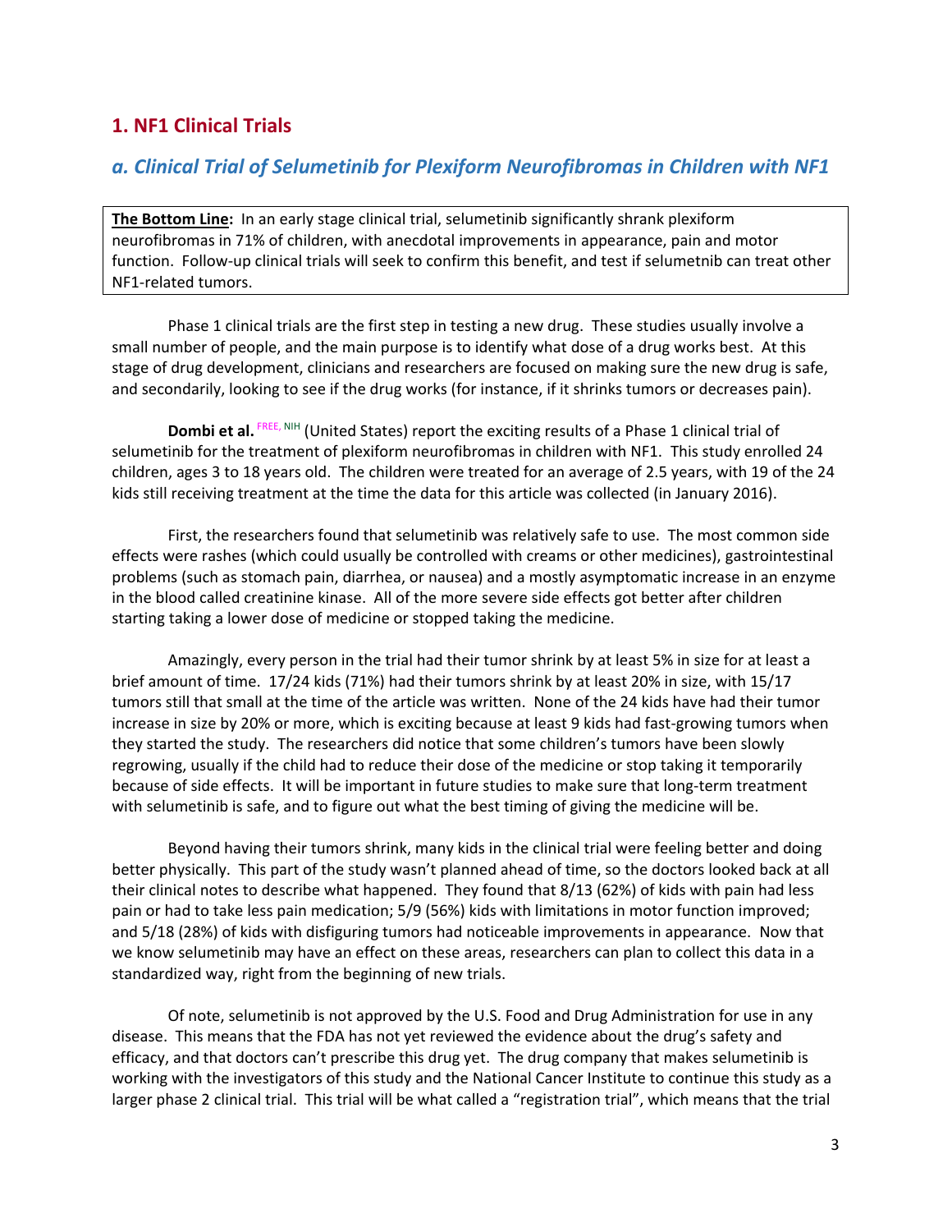## 1. NF1 Clinical Trials

### *a. Clinical Trial of Selumetinib for Plexiform Neurofibromas in Children with NF1*

**The Bottom Line:** In an early stage clinical trial, selumetinib significantly shrank plexiform neurofibromas in 71% of children, with anecdotal improvements in appearance, pain and motor function. Follow-up clinical trials will seek to confirm this benefit, and test if selumetnib can treat other NF1-related tumors.

Phase 1 clinical trials are the first step in testing a new drug. These studies usually involve a small number of people, and the main purpose is to identify what dose of a drug works best. At this stage of drug development, clinicians and researchers are focused on making sure the new drug is safe, and secondarily, looking to see if the drug works (for instance, if it shrinks tumors or decreases pain).

**Dombi et al.** [FREE, NIH] (United States) report the exciting results of a Phase 1 clinical trial of selumetinib for the treatment of plexiform neurofibromas in children with NF1. This study enrolled 24 children, ages 3 to 18 years old. The children were treated for an average of 2.5 years, with 19 of the 24 kids still receiving treatment at the time the data for this article was collected (in January 2016).

First, the researchers found that selumetinib was relatively safe to use. The most common side effects were rashes (which could usually be controlled with creams or other medicines), gastrointestinal problems (such as stomach pain, diarrhea, or nausea) and a mostly asymptomatic increase in an enzyme in the blood called creatinine kinase. All of the more severe side effects got better after children starting taking a lower dose of medicine or stopped taking the medicine.

Amazingly, every person in the trial had their tumor shrink by at least 5% in size for at least a brief amount of time. 17/24 kids (71%) had their tumors shrink by at least 20% in size, with 15/17 tumors still that small at the time of the article was written. None of the 24 kids have had their tumor increase in size by 20% or more, which is exciting because at least 9 kids had fast-growing tumors when they started the study. The researchers did notice that some children's tumors have been slowly regrowing, usually if the child had to reduce their dose of the medicine or stop taking it temporarily because of side effects. It will be important in future studies to make sure that long-term treatment with selumetinib is safe, and to figure out what the best timing of giving the medicine will be.

Beyond having their tumors shrink, many kids in the clinical trial were feeling better and doing better physically. This part of the study wasn't planned ahead of time, so the doctors looked back at all their clinical notes to describe what happened. They found that 8/13 (62%) of kids with pain had less pain or had to take less pain medication; 5/9 (56%) kids with limitations in motor function improved; and 5/18 (28%) of kids with disfiguring tumors had noticeable improvements in appearance. Now that we know selumetinib may have an effect on these areas, researchers can plan to collect this data in a standardized way, right from the beginning of new trials.

Of note, selumetinib is not approved by the U.S. Food and Drug Administration for use in any disease. This means that the FDA has not yet reviewed the evidence about the drug's safety and efficacy, and that doctors can't prescribe this drug yet. The drug company that makes selumetinib is working with the investigators of this study and the National Cancer Institute to continue this study as a larger phase 2 clinical trial. This trial will be what called a "registration trial", which means that the trial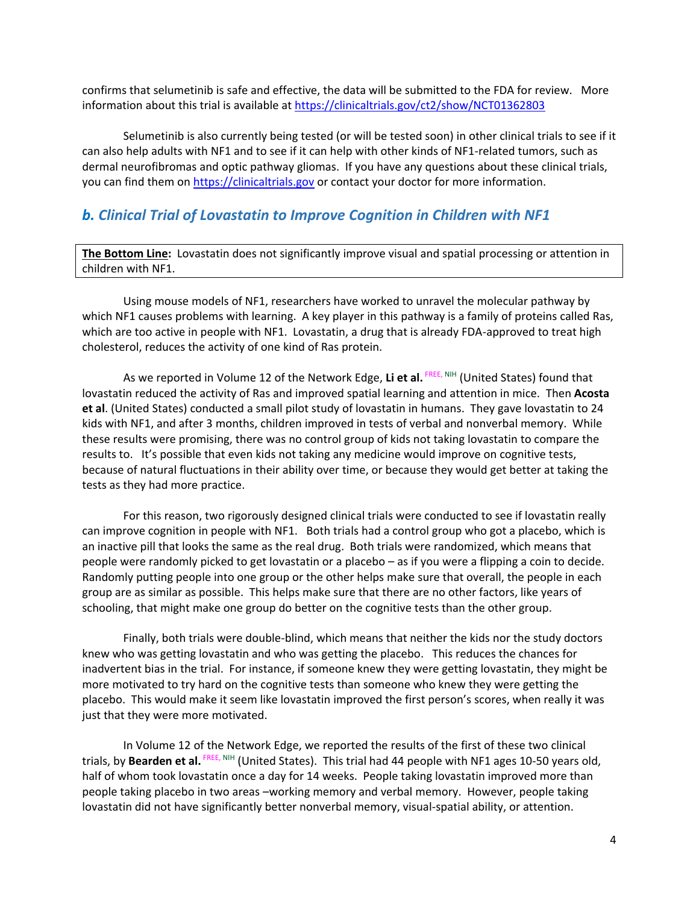confirms that selumetinib is safe and effective, the data will be submitted to the FDA for review. More information about this trial is available at https://clinicaltrials.gov/ct2/show/NCT01362803

Selumetinib is also currently being tested (or will be tested soon) in other clinical trials to see if it can also help adults with NF1 and to see if it can help with other kinds of NF1-related tumors, such as dermal neurofibromas and optic pathway gliomas. If you have any questions about these clinical trials, you can find them on https://clinicaltrials.gov or contact your doctor for more information.

## *b. Clinical Trial of Lovastatin to Improve Cognition in Children with NF1*

**The Bottom Line:** Lovastatin does not significantly improve visual and spatial processing or attention in children with NF1.

Using mouse models of NF1, researchers have worked to unravel the molecular pathway by which NF1 causes problems with learning. A key player in this pathway is a family of proteins called Ras, which are too active in people with NF1. Lovastatin, a drug that is already FDA-approved to treat high cholesterol, reduces the activity of one kind of Ras protein.

As we reported in Volume 12 of the Network Edge, **Li et al.** [FREE, NIH] (United States) found that lovastatin reduced the activity of Ras and improved spatial learning and attention in mice. Then **Acosta et al**. (United States) conducted a small pilot study of lovastatin in humans. They gave lovastatin to 24 kids with NF1, and after 3 months, children improved in tests of verbal and nonverbal memory. While these results were promising, there was no control group of kids not taking lovastatin to compare the results to. It's possible that even kids not taking any medicine would improve on cognitive tests, because of natural fluctuations in their ability over time, or because they would get better at taking the tests as they had more practice.

For this reason, two rigorously designed clinical trials were conducted to see if lovastatin really can improve cognition in people with NF1. Both trials had a control group who got a placebo, which is an inactive pill that looks the same as the real drug. Both trials were randomized, which means that people were randomly picked to get lovastatin or a placebo – as if you were a flipping a coin to decide. Randomly putting people into one group or the other helps make sure that overall, the people in each group are as similar as possible. This helps make sure that there are no other factors, like years of schooling, that might make one group do better on the cognitive tests than the other group.

Finally, both trials were double-blind, which means that neither the kids nor the study doctors knew who was getting lovastatin and who was getting the placebo. This reduces the chances for inadvertent bias in the trial. For instance, if someone knew they were getting lovastatin, they might be more motivated to try hard on the cognitive tests than someone who knew they were getting the placebo. This would make it seem like lovastatin improved the first person's scores, when really it was just that they were more motivated.

In Volume 12 of the Network Edge, we reported the results of the first of these two clinical trials, by **Bearden et al.** [FREE, NIH] (United States). This trial had 44 people with NF1 ages 10-50 years old, half of whom took lovastatin once a day for 14 weeks. People taking lovastatin improved more than people taking placebo in two areas –working memory and verbal memory. However, people taking lovastatin did not have significantly better nonverbal memory, visual-spatial ability, or attention.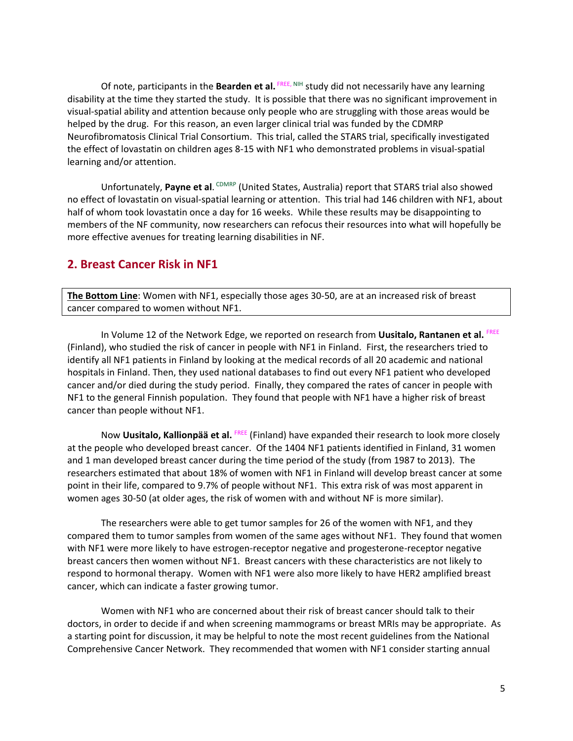Of note, participants in the **Bearden et al.** FREE, NIH study did not necessarily have any learning disability at the time they started the study. It is possible that there was no significant improvement in visual-spatial ability and attention because only people who are struggling with those areas would be helped by the drug. For this reason, an even larger clinical trial was funded by the CDMRP Neurofibromatosis Clinical Trial Consortium. This trial, called the STARS trial, specifically investigated the effect of lovastatin on children ages 8-15 with NF1 who demonstrated problems in visual-spatial learning and/or attention.

Unfortunately, **Payne et al**. CDMRP (United States, Australia) report that STARS trial also showed no effect of lovastatin on visual-spatial learning or attention. This trial had 146 children with NF1, about half of whom took lovastatin once a day for 16 weeks. While these results may be disappointing to members of the NF community, now researchers can refocus their resources into what will hopefully be more effective avenues for treating learning disabilities in NF.

## 2. Breast Cancer Risk in NF1

**<u>The Bottom Line</u>**: Women with NF1, especially those ages 30-50, are at an increased risk of breast cancer compared to women without NF1.

In Volume 12 of the Network Edge, we reported on research from **Uusitalo, Rantanen et al.** FREE (Finland), who studied the risk of cancer in people with NF1 in Finland. First, the researchers tried to identify all NF1 patients in Finland by looking at the medical records of all 20 academic and national hospitals in Finland. Then, they used national databases to find out every NF1 patient who developed cancer and/or died during the study period. Finally, they compared the rates of cancer in people with NF1 to the general Finnish population. They found that people with NF1 have a higher risk of breast cancer than people without NF1.

Now **Uusitalo, Kallionpää et al.** FREE (Finland) have expanded their research to look more closely at the people who developed breast cancer. Of the 1404 NF1 patients identified in Finland, 31 women and 1 man developed breast cancer during the time period of the study (from 1987 to 2013). The researchers estimated that about 18% of women with NF1 in Finland will develop breast cancer at some point in their life, compared to 9.7% of people without NF1. This extra risk of was most apparent in women ages 30-50 (at older ages, the risk of women with and without NF is more similar).

The researchers were able to get tumor samples for 26 of the women with NF1, and they compared them to tumor samples from women of the same ages without NF1. They found that women with NF1 were more likely to have estrogen-receptor negative and progesterone-receptor negative breast cancers then women without NF1. Breast cancers with these characteristics are not likely to respond to hormonal therapy. Women with NF1 were also more likely to have HER2 amplified breast cancer, which can indicate a faster growing tumor.

Women with NF1 who are concerned about their risk of breast cancer should talk to their doctors, in order to decide if and when screening mammograms or breast MRIs may be appropriate. As a starting point for discussion, it may be helpful to note the most recent guidelines from the National Comprehensive Cancer Network. They recommended that women with NF1 consider starting annual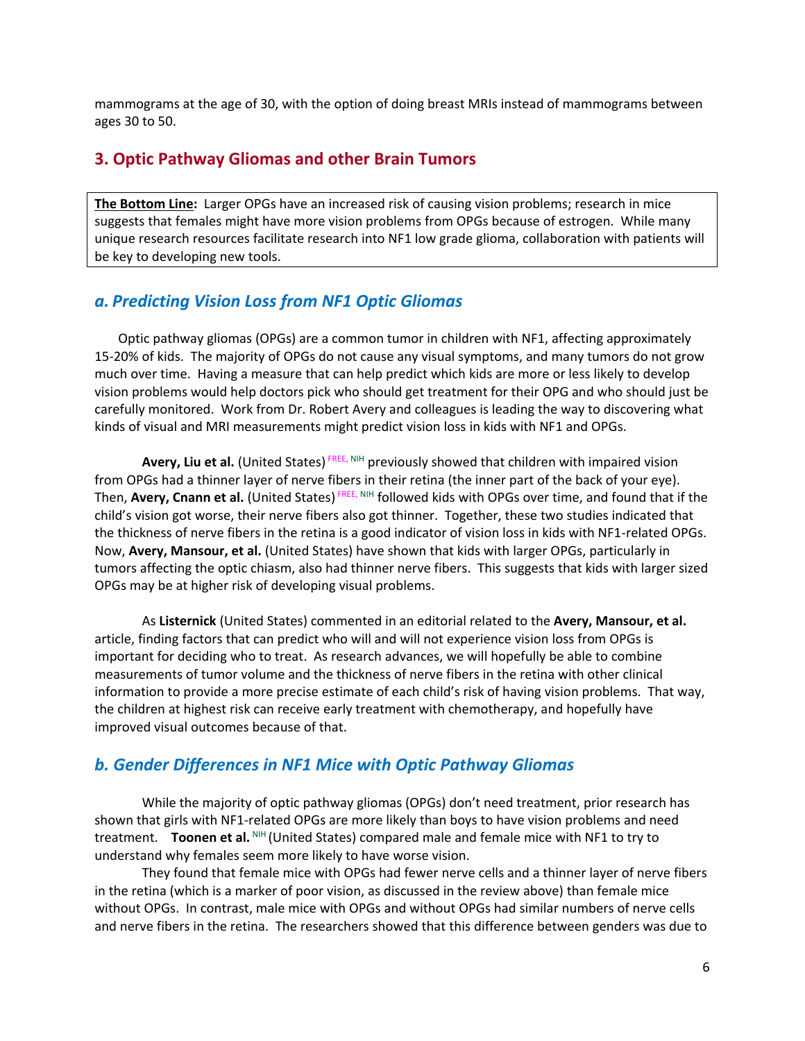mammograms at the age of 30, with the option of doing breast MRIs instead of mammograms between ages 30 to 50.

## 3. Optic Pathway Gliomas and other Brain Tumors

**The Bottom Line:** Larger OPGs have an increased risk of causing vision problems; research in mice suggests that females might have more vision problems from OPGs because of estrogen. While many unique research resources facilitate research into NF1 low grade glioma, collaboration with patients will be key to developing new tools.

### *a. Predicting Vision Loss from NF1 Optic Gliomas*

Optic pathway gliomas (OPGs) are a common tumor in children with NF1, affecting approximately 15-20% of kids. The majority of OPGs do not cause any visual symptoms, and many tumors do not grow much over time. Having a measure that can help predict which kids are more or less likely to develop vision problems would help doctors pick who should get treatment for their OPG and who should just be carefully monitored. Work from Dr. Robert Avery and colleagues is leading the way to discovering what kinds of visual and MRI measurements might predict vision loss in kids with NF1 and OPGs.

**Avery, Liu et al.** (United States) [FREE, NIH] previously showed that children with impaired vision from OPGs had a thinner layer of nerve fibers in their retina (the inner part of the back of your eye). Then, **Avery, Cnann et al.** (United States) [FREE, NIH] followed kids with OPGs over time, and found that if the child's vision got worse, their nerve fibers also got thinner. Together, these two studies indicated that the thickness of nerve fibers in the retina is a good indicator of vision loss in kids with NF1-related OPGs. Now, **Avery, Mansour, et al.** (United States) have shown that kids with larger OPGs, particularly in tumors affecting the optic chiasm, also had thinner nerve fibers. This suggests that kids with larger sized OPGs may be at higher risk of developing visual problems.

As **Listernick** (United States) commented in an editorial related to the **Avery, Mansour, et al.** article, finding factors that can predict who will and will not experience vision loss from OPGs is important for deciding who to treat. As research advances, we will hopefully be able to combine measurements of tumor volume and the thickness of nerve fibers in the retina with other clinical information to provide a more precise estimate of each child's risk of having vision problems. That way, the children at highest risk can receive early treatment with chemotherapy, and hopefully have improved visual outcomes because of that.

### *b. Gender Differences in NF1 Mice with Optic Pathway Gliomas*

While the majority of optic pathway gliomas (OPGs) don't need treatment, prior research has shown that girls with NF1-related OPGs are more likely than boys to have vision problems and need treatment. **Toonen et al.** [NIH] (United States) compared male and female mice with NF1 to try to understand why females seem more likely to have worse vision.

They found that female mice with OPGs had fewer nerve cells and a thinner layer of nerve fibers in the retina (which is a marker of poor vision, as discussed in the review above) than female mice without OPGs. In contrast, male mice with OPGs and without OPGs had similar numbers of nerve cells and nerve fibers in the retina. The researchers showed that this difference between genders was due to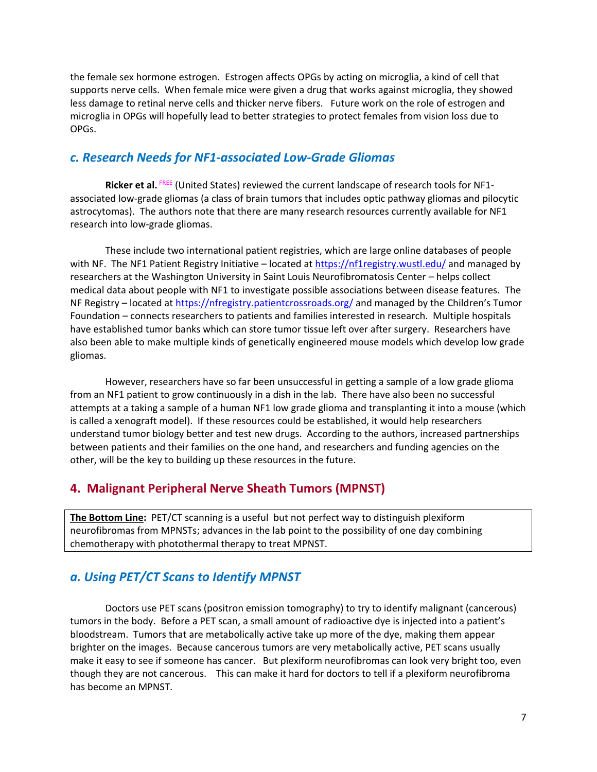the female sex hormone estrogen. Estrogen affects OPGs by acting on microglia, a kind of cell that supports nerve cells. When female mice were given a drug that works against microglia, they showed less damage to retinal nerve cells and thicker nerve fibers. Future work on the role of estrogen and microglia in OPGs will hopefully lead to better strategies to protect females from vision loss due to OPGs.

### *c. Research Needs for NF1-associated Low-Grade Gliomas*

**Ricker et al.** FREE (United States) reviewed the current landscape of research tools for NF1-associated low-grade gliomas (a class of brain tumors that includes optic pathway gliomas and pilocytic astrocytomas). The authors note that there are many research resources currently available for NF1 research into low-grade gliomas.

These include two international patient registries, which are large online databases of people with NF. The NF1 Patient Registry Initiative – located at https://nf1registry.wustl.edu/ and managed by researchers at the Washington University in Saint Louis Neurofibromatosis Center – helps collect medical data about people with NF1 to investigate possible associations between disease features. The NF Registry – located at https://nfregistry.patientcrossroads.org/ and managed by the Children's Tumor Foundation – connects researchers to patients and families interested in research. Multiple hospitals have established tumor banks which can store tumor tissue left over after surgery. Researchers have also been able to make multiple kinds of genetically engineered mouse models which develop low grade gliomas.

However, researchers have so far been unsuccessful in getting a sample of a low grade glioma from an NF1 patient to grow continuously in a dish in the lab. There have also been no successful attempts at a taking a sample of a human NF1 low grade glioma and transplanting it into a mouse (which is called a xenograft model). If these resources could be established, it would help researchers understand tumor biology better and test new drugs. According to the authors, increased partnerships between patients and their families on the one hand, and researchers and funding agencies on the other, will be the key to building up these resources in the future.

## 4. Malignant Peripheral Nerve Sheath Tumors (MPNST)

**The Bottom Line:** PET/CT scanning is a useful but not perfect way to distinguish plexiform neurofibromas from MPNSTs; advances in the lab point to the possibility of one day combining chemotherapy with photothermal therapy to treat MPNST.

### *a. Using PET/CT Scans to Identify MPNST*

Doctors use PET scans (positron emission tomography) to try to identify malignant (cancerous) tumors in the body. Before a PET scan, a small amount of radioactive dye is injected into a patient's bloodstream. Tumors that are metabolically active take up more of the dye, making them appear brighter on the images. Because cancerous tumors are very metabolically active, PET scans usually make it easy to see if someone has cancer. But plexiform neurofibromas can look very bright too, even though they are not cancerous. This can make it hard for doctors to tell if a plexiform neurofibroma has become an MPNST.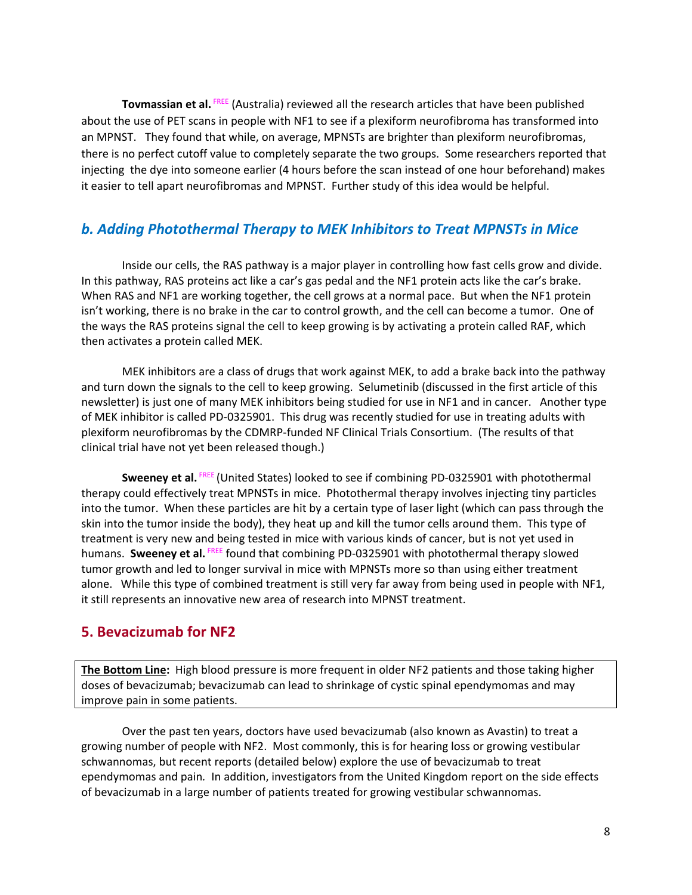**Tovmassian et al.** FREE (Australia) reviewed all the research articles that have been published about the use of PET scans in people with NF1 to see if a plexiform neurofibroma has transformed into an MPNST. They found that while, on average, MPNSTs are brighter than plexiform neurofibromas, there is no perfect cutoff value to completely separate the two groups. Some researchers reported that injecting the dye into someone earlier (4 hours before the scan instead of one hour beforehand) makes it easier to tell apart neurofibromas and MPNST. Further study of this idea would be helpful.

### *b. Adding Photothermal Therapy to MEK Inhibitors to Treat MPNSTs in Mice*

Inside our cells, the RAS pathway is a major player in controlling how fast cells grow and divide. In this pathway, RAS proteins act like a car's gas pedal and the NF1 protein acts like the car's brake. When RAS and NF1 are working together, the cell grows at a normal pace. But when the NF1 protein isn't working, there is no brake in the car to control growth, and the cell can become a tumor. One of the ways the RAS proteins signal the cell to keep growing is by activating a protein called RAF, which then activates a protein called MEK.

MEK inhibitors are a class of drugs that work against MEK, to add a brake back into the pathway and turn down the signals to the cell to keep growing. Selumetinib (discussed in the first article of this newsletter) is just one of many MEK inhibitors being studied for use in NF1 and in cancer. Another type of MEK inhibitor is called PD-0325901. This drug was recently studied for use in treating adults with plexiform neurofibromas by the CDMRP-funded NF Clinical Trials Consortium. (The results of that clinical trial have not yet been released though.)

**Sweeney et al.** FREE (United States) looked to see if combining PD-0325901 with photothermal therapy could effectively treat MPNSTs in mice. Photothermal therapy involves injecting tiny particles into the tumor. When these particles are hit by a certain type of laser light (which can pass through the skin into the tumor inside the body), they heat up and kill the tumor cells around them. This type of treatment is very new and being tested in mice with various kinds of cancer, but is not yet used in humans. **Sweeney et al.** FREE found that combining PD-0325901 with photothermal therapy slowed tumor growth and led to longer survival in mice with MPNSTs more so than using either treatment alone. While this type of combined treatment is still very far away from being used in people with NF1, it still represents an innovative new area of research into MPNST treatment.

## 5. Bevacizumab for NF2

**The Bottom Line:** High blood pressure is more frequent in older NF2 patients and those taking higher doses of bevacizumab; bevacizumab can lead to shrinkage of cystic spinal ependymomas and may improve pain in some patients.

Over the past ten years, doctors have used bevacizumab (also known as Avastin) to treat a growing number of people with NF2. Most commonly, this is for hearing loss or growing vestibular schwannomas, but recent reports (detailed below) explore the use of bevacizumab to treat ependymomas and pain. In addition, investigators from the United Kingdom report on the side effects of bevacizumab in a large number of patients treated for growing vestibular schwannomas.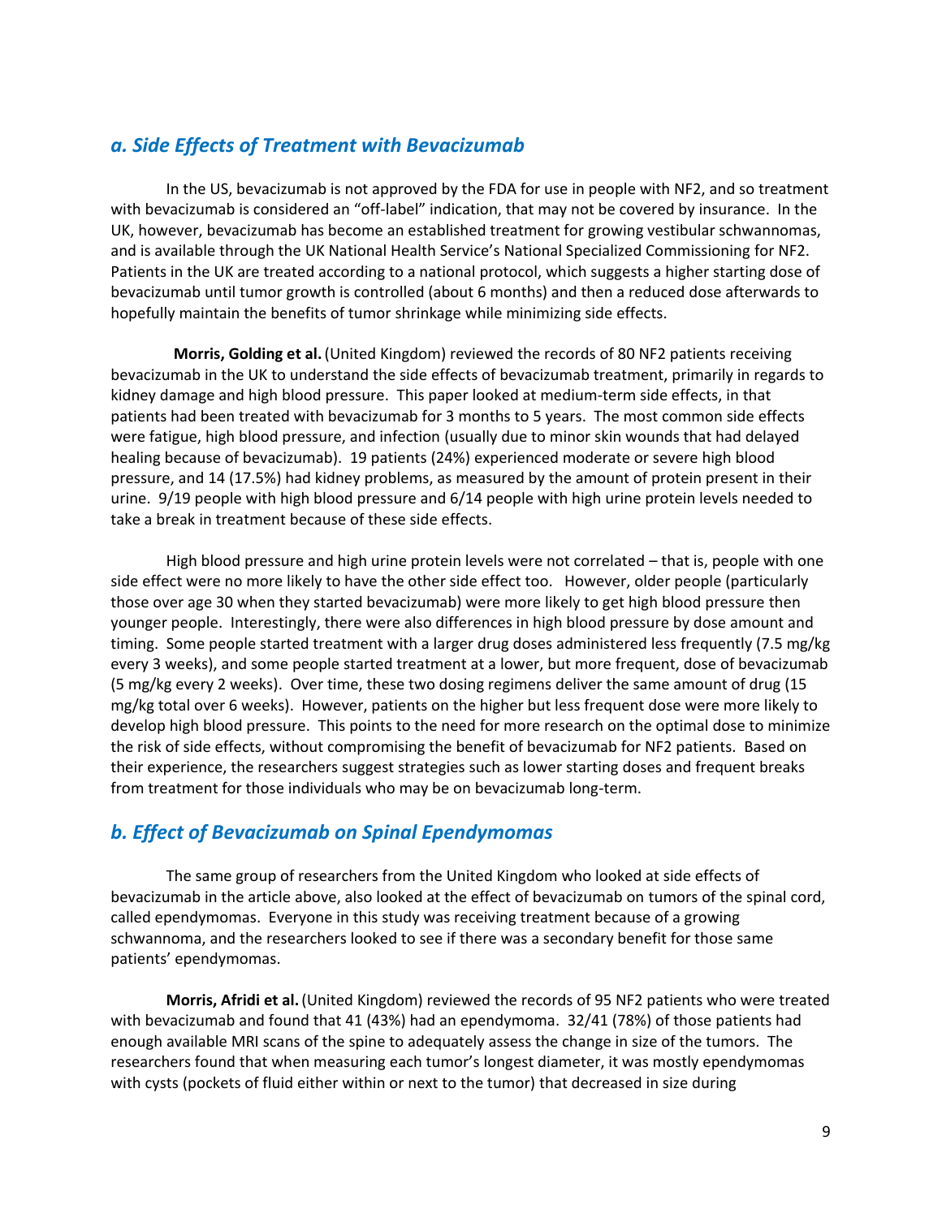## *a. Side Effects of Treatment with Bevacizumab*

In the US, bevacizumab is not approved by the FDA for use in people with NF2, and so treatment with bevacizumab is considered an "off-label" indication, that may not be covered by insurance. In the UK, however, bevacizumab has become an established treatment for growing vestibular schwannomas, and is available through the UK National Health Service's National Specialized Commissioning for NF2. Patients in the UK are treated according to a national protocol, which suggests a higher starting dose of bevacizumab until tumor growth is controlled (about 6 months) and then a reduced dose afterwards to hopefully maintain the benefits of tumor shrinkage while minimizing side effects.

**Morris, Golding et al.** (United Kingdom) reviewed the records of 80 NF2 patients receiving bevacizumab in the UK to understand the side effects of bevacizumab treatment, primarily in regards to kidney damage and high blood pressure. This paper looked at medium-term side effects, in that patients had been treated with bevacizumab for 3 months to 5 years. The most common side effects were fatigue, high blood pressure, and infection (usually due to minor skin wounds that had delayed healing because of bevacizumab). 19 patients (24%) experienced moderate or severe high blood pressure, and 14 (17.5%) had kidney problems, as measured by the amount of protein present in their urine. 9/19 people with high blood pressure and 6/14 people with high urine protein levels needed to take a break in treatment because of these side effects.

High blood pressure and high urine protein levels were not correlated – that is, people with one side effect were no more likely to have the other side effect too. However, older people (particularly those over age 30 when they started bevacizumab) were more likely to get high blood pressure then younger people. Interestingly, there were also differences in high blood pressure by dose amount and timing. Some people started treatment with a larger drug doses administered less frequently (7.5 mg/kg every 3 weeks), and some people started treatment at a lower, but more frequent, dose of bevacizumab (5 mg/kg every 2 weeks). Over time, these two dosing regimens deliver the same amount of drug (15 mg/kg total over 6 weeks). However, patients on the higher but less frequent dose were more likely to develop high blood pressure. This points to the need for more research on the optimal dose to minimize the risk of side effects, without compromising the benefit of bevacizumab for NF2 patients. Based on their experience, the researchers suggest strategies such as lower starting doses and frequent breaks from treatment for those individuals who may be on bevacizumab long-term.

## *b. Effect of Bevacizumab on Spinal Ependymomas*

The same group of researchers from the United Kingdom who looked at side effects of bevacizumab in the article above, also looked at the effect of bevacizumab on tumors of the spinal cord, called ependymomas. Everyone in this study was receiving treatment because of a growing schwannoma, and the researchers looked to see if there was a secondary benefit for those same patients' ependymomas.

**Morris, Afridi et al.** (United Kingdom) reviewed the records of 95 NF2 patients who were treated with bevacizumab and found that 41 (43%) had an ependymoma. 32/41 (78%) of those patients had enough available MRI scans of the spine to adequately assess the change in size of the tumors. The researchers found that when measuring each tumor's longest diameter, it was mostly ependymomas with cysts (pockets of fluid either within or next to the tumor) that decreased in size during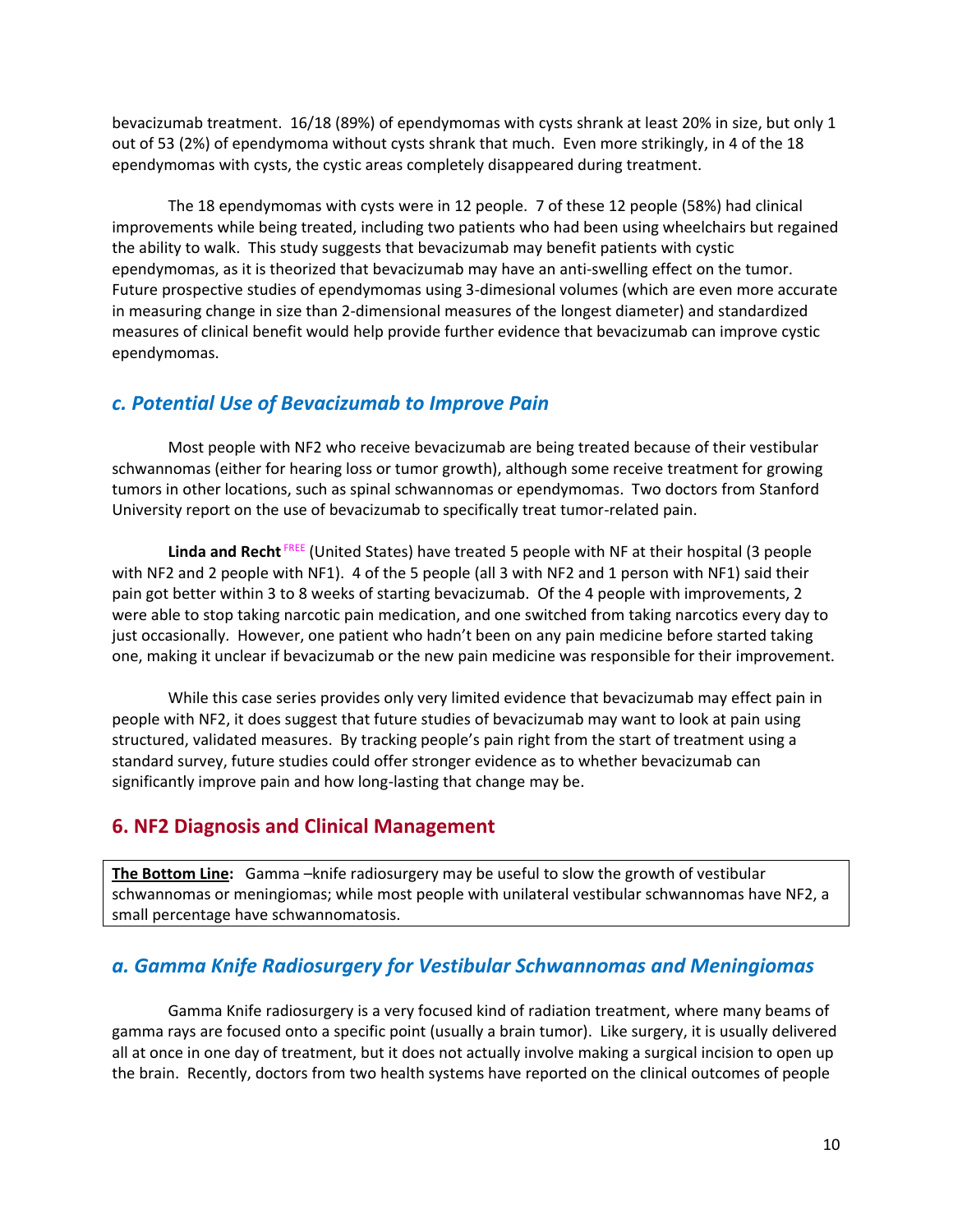bevacizumab treatment. 16/18 (89%) of ependymomas with cysts shrank at least 20% in size, but only 1 out of 53 (2%) of ependymoma without cysts shrank that much. Even more strikingly, in 4 of the 18 ependymomas with cysts, the cystic areas completely disappeared during treatment.

The 18 ependymomas with cysts were in 12 people. 7 of these 12 people (58%) had clinical improvements while being treated, including two patients who had been using wheelchairs but regained the ability to walk. This study suggests that bevacizumab may benefit patients with cystic ependymomas, as it is theorized that bevacizumab may have an anti-swelling effect on the tumor. Future prospective studies of ependymomas using 3-dimesional volumes (which are even more accurate in measuring change in size than 2-dimensional measures of the longest diameter) and standardized measures of clinical benefit would help provide further evidence that bevacizumab can improve cystic ependymomas.

### *c. Potential Use of Bevacizumab to Improve Pain*

Most people with NF2 who receive bevacizumab are being treated because of their vestibular schwannomas (either for hearing loss or tumor growth), although some receive treatment for growing tumors in other locations, such as spinal schwannomas or ependymomas. Two doctors from Stanford University report on the use of bevacizumab to specifically treat tumor-related pain.

**Linda and Recht** FREE (United States) have treated 5 people with NF at their hospital (3 people with NF2 and 2 people with NF1). 4 of the 5 people (all 3 with NF2 and 1 person with NF1) said their pain got better within 3 to 8 weeks of starting bevacizumab. Of the 4 people with improvements, 2 were able to stop taking narcotic pain medication, and one switched from taking narcotics every day to just occasionally. However, one patient who hadn't been on any pain medicine before started taking one, making it unclear if bevacizumab or the new pain medicine was responsible for their improvement.

While this case series provides only very limited evidence that bevacizumab may effect pain in people with NF2, it does suggest that future studies of bevacizumab may want to look at pain using structured, validated measures. By tracking people's pain right from the start of treatment using a standard survey, future studies could offer stronger evidence as to whether bevacizumab can significantly improve pain and how long-lasting that change may be.

## 6. NF2 Diagnosis and Clinical Management

**The Bottom Line:** Gamma –knife radiosurgery may be useful to slow the growth of vestibular schwannomas or meningiomas; while most people with unilateral vestibular schwannomas have NF2, a small percentage have schwannomatosis.

### *a. Gamma Knife Radiosurgery for Vestibular Schwannomas and Meningiomas*

Gamma Knife radiosurgery is a very focused kind of radiation treatment, where many beams of gamma rays are focused onto a specific point (usually a brain tumor). Like surgery, it is usually delivered all at once in one day of treatment, but it does not actually involve making a surgical incision to open up the brain. Recently, doctors from two health systems have reported on the clinical outcomes of people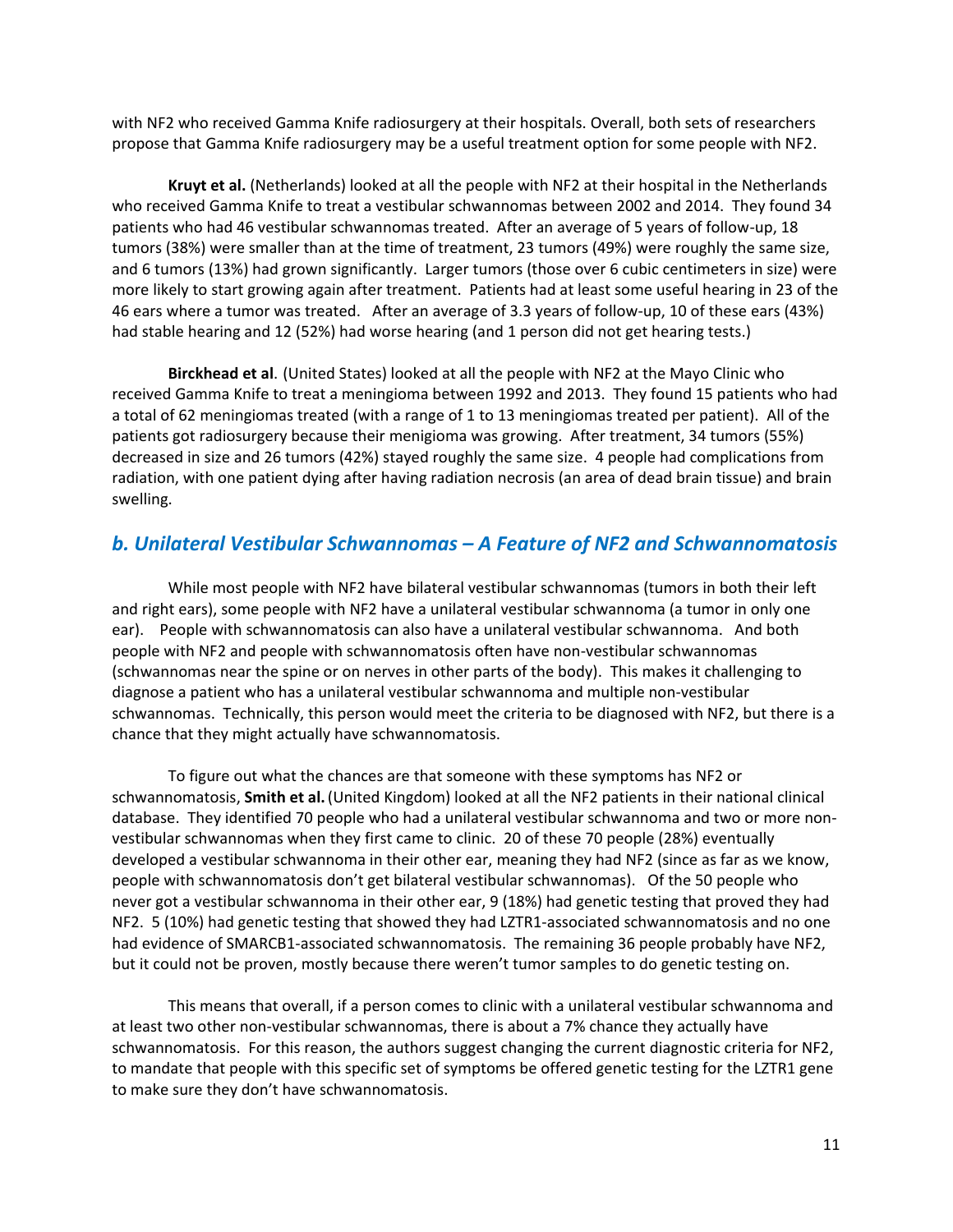with NF2 who received Gamma Knife radiosurgery at their hospitals. Overall, both sets of researchers propose that Gamma Knife radiosurgery may be a useful treatment option for some people with NF2.

**Kruyt et al.** (Netherlands) looked at all the people with NF2 at their hospital in the Netherlands who received Gamma Knife to treat a vestibular schwannomas between 2002 and 2014. They found 34 patients who had 46 vestibular schwannomas treated. After an average of 5 years of follow-up, 18 tumors (38%) were smaller than at the time of treatment, 23 tumors (49%) were roughly the same size, and 6 tumors (13%) had grown significantly. Larger tumors (those over 6 cubic centimeters in size) were more likely to start growing again after treatment. Patients had at least some useful hearing in 23 of the 46 ears where a tumor was treated. After an average of 3.3 years of follow-up, 10 of these ears (43%) had stable hearing and 12 (52%) had worse hearing (and 1 person did not get hearing tests.)

**Birckhead et al**. (United States) looked at all the people with NF2 at the Mayo Clinic who received Gamma Knife to treat a meningioma between 1992 and 2013. They found 15 patients who had a total of 62 meningiomas treated (with a range of 1 to 13 meningiomas treated per patient). All of the patients got radiosurgery because their menigioma was growing. After treatment, 34 tumors (55%) decreased in size and 26 tumors (42%) stayed roughly the same size. 4 people had complications from radiation, with one patient dying after having radiation necrosis (an area of dead brain tissue) and brain swelling.

## *b. Unilateral Vestibular Schwannomas – A Feature of NF2 and Schwannomatosis*

While most people with NF2 have bilateral vestibular schwannomas (tumors in both their left and right ears), some people with NF2 have a unilateral vestibular schwannoma (a tumor in only one ear). People with schwannomatosis can also have a unilateral vestibular schwannoma. And both people with NF2 and people with schwannomatosis often have non-vestibular schwannomas (schwannomas near the spine or on nerves in other parts of the body). This makes it challenging to diagnose a patient who has a unilateral vestibular schwannoma and multiple non-vestibular schwannomas. Technically, this person would meet the criteria to be diagnosed with NF2, but there is a chance that they might actually have schwannomatosis.

To figure out what the chances are that someone with these symptoms has NF2 or schwannomatosis, **Smith et al.** (United Kingdom) looked at all the NF2 patients in their national clinical database. They identified 70 people who had a unilateral vestibular schwannoma and two or more non-vestibular schwannomas when they first came to clinic. 20 of these 70 people (28%) eventually developed a vestibular schwannoma in their other ear, meaning they had NF2 (since as far as we know, people with schwannomatosis don't get bilateral vestibular schwannomas). Of the 50 people who never got a vestibular schwannoma in their other ear, 9 (18%) had genetic testing that proved they had NF2. 5 (10%) had genetic testing that showed they had LZTR1-associated schwannomatosis and no one had evidence of SMARCB1-associated schwannomatosis. The remaining 36 people probably have NF2, but it could not be proven, mostly because there weren't tumor samples to do genetic testing on.

This means that overall, if a person comes to clinic with a unilateral vestibular schwannoma and at least two other non-vestibular schwannomas, there is about a 7% chance they actually have schwannomatosis. For this reason, the authors suggest changing the current diagnostic criteria for NF2, to mandate that people with this specific set of symptoms be offered genetic testing for the LZTR1 gene to make sure they don't have schwannomatosis.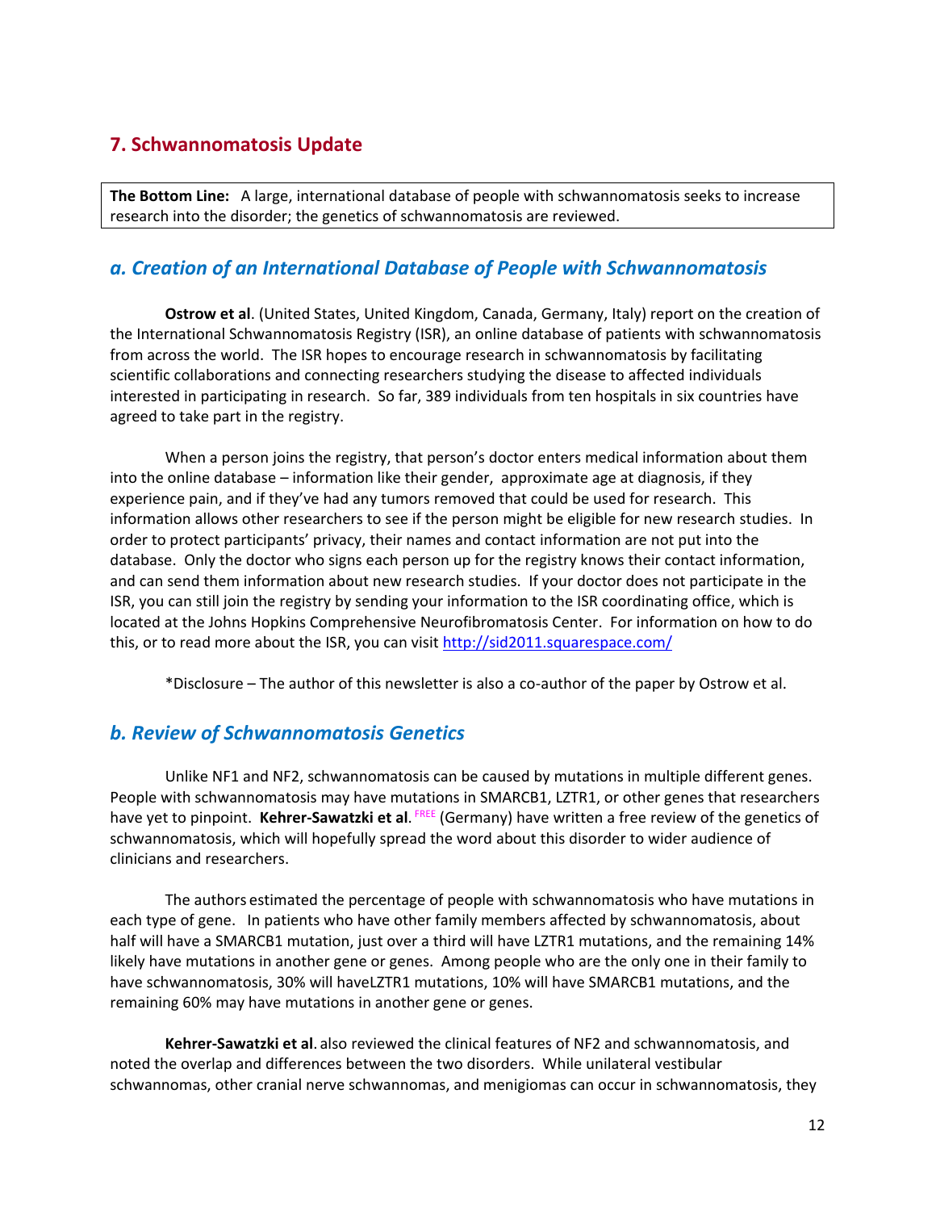## 7. Schwannomatosis Update

**The Bottom Line:** A large, international database of people with schwannomatosis seeks to increase research into the disorder; the genetics of schwannomatosis are reviewed.

### *a. Creation of an International Database of People with Schwannomatosis*

**Ostrow et al**. (United States, United Kingdom, Canada, Germany, Italy) report on the creation of the International Schwannomatosis Registry (ISR), an online database of patients with schwannomatosis from across the world. The ISR hopes to encourage research in schwannomatosis by facilitating scientific collaborations and connecting researchers studying the disease to affected individuals interested in participating in research. So far, 389 individuals from ten hospitals in six countries have agreed to take part in the registry.

When a person joins the registry, that person's doctor enters medical information about them into the online database – information like their gender, approximate age at diagnosis, if they experience pain, and if they've had any tumors removed that could be used for research. This information allows other researchers to see if the person might be eligible for new research studies. In order to protect participants' privacy, their names and contact information are not put into the database. Only the doctor who signs each person up for the registry knows their contact information, and can send them information about new research studies. If your doctor does not participate in the ISR, you can still join the registry by sending your information to the ISR coordinating office, which is located at the Johns Hopkins Comprehensive Neurofibromatosis Center. For information on how to do this, or to read more about the ISR, you can visit http://sid2011.squarespace.com/

*Disclosure – The author of this newsletter is also a co-author of the paper by Ostrow et al.

### *b. Review of Schwannomatosis Genetics*

Unlike NF1 and NF2, schwannomatosis can be caused by mutations in multiple different genes. People with schwannomatosis may have mutations in SMARCB1, LZTR1, or other genes that researchers have yet to pinpoint. **Kehrer-Sawatzki et al**. FREE (Germany) have written a free review of the genetics of schwannomatosis, which will hopefully spread the word about this disorder to wider audience of clinicians and researchers.

The authors estimated the percentage of people with schwannomatosis who have mutations in each type of gene. In patients who have other family members affected by schwannomatosis, about half will have a SMARCB1 mutation, just over a third will have LZTR1 mutations, and the remaining 14% likely have mutations in another gene or genes. Among people who are the only one in their family to have schwannomatosis, 30% will haveLZTR1 mutations, 10% will have SMARCB1 mutations, and the remaining 60% may have mutations in another gene or genes.

**Kehrer-Sawatzki et al**. also reviewed the clinical features of NF2 and schwannomatosis, and noted the overlap and differences between the two disorders. While unilateral vestibular schwannomas, other cranial nerve schwannomas, and menigiomas can occur in schwannomatosis, they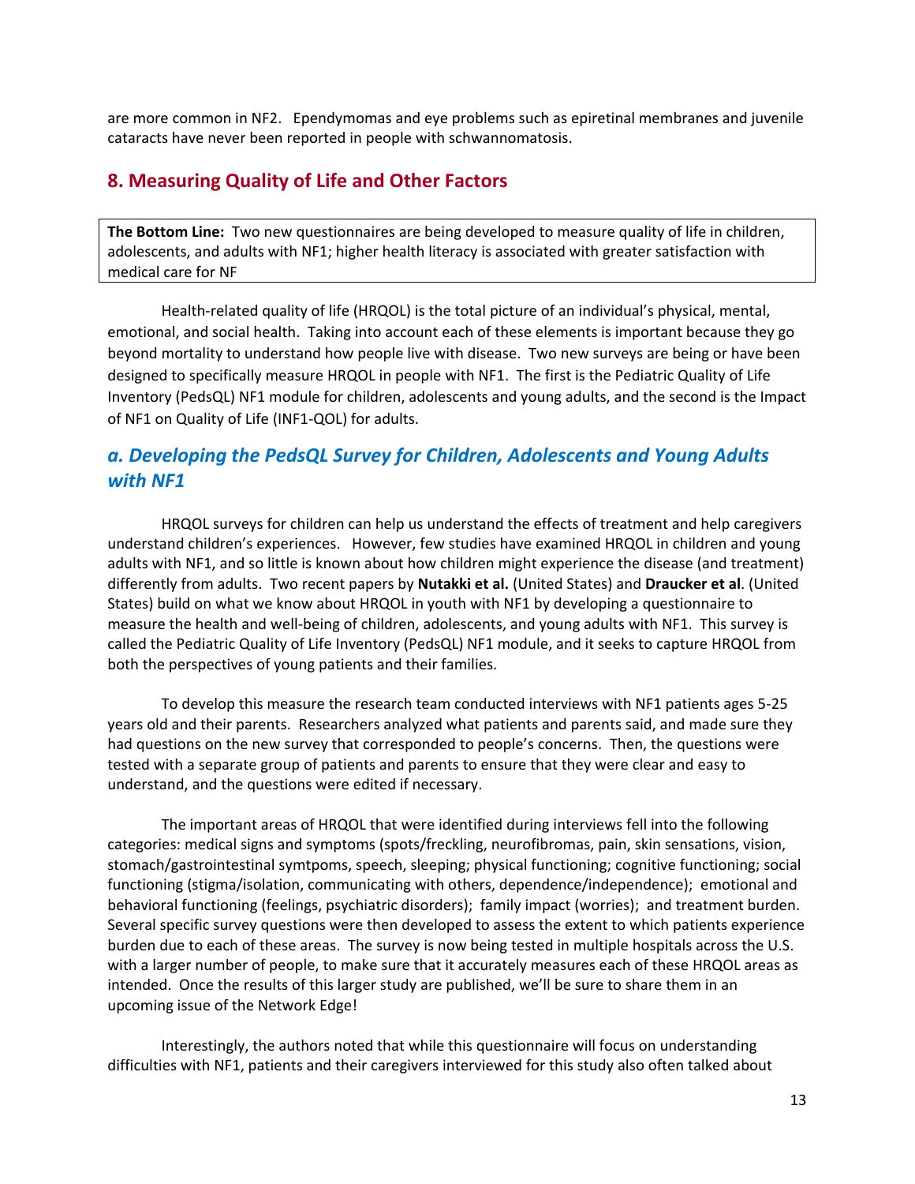are more common in NF2. Ependymomas and eye problems such as epiretinal membranes and juvenile cataracts have never been reported in people with schwannomatosis.

## 8. Measuring Quality of Life and Other Factors

**The Bottom Line:** Two new questionnaires are being developed to measure quality of life in children, adolescents, and adults with NF1; higher health literacy is associated with greater satisfaction with medical care for NF

Health-related quality of life (HRQOL) is the total picture of an individual's physical, mental, emotional, and social health. Taking into account each of these elements is important because they go beyond mortality to understand how people live with disease. Two new surveys are being or have been designed to specifically measure HRQOL in people with NF1. The first is the Pediatric Quality of Life Inventory (PedsQL) NF1 module for children, adolescents and young adults, and the second is the Impact of NF1 on Quality of Life (INF1-QOL) for adults.

### *a. Developing the PedsQL Survey for Children, Adolescents and Young Adults with NF1*

HRQOL surveys for children can help us understand the effects of treatment and help caregivers understand children's experiences. However, few studies have examined HRQOL in children and young adults with NF1, and so little is known about how children might experience the disease (and treatment) differently from adults. Two recent papers by **Nutakki et al.** (United States) and **Draucker et al**. (United States) build on what we know about HRQOL in youth with NF1 by developing a questionnaire to measure the health and well-being of children, adolescents, and young adults with NF1. This survey is called the Pediatric Quality of Life Inventory (PedsQL) NF1 module, and it seeks to capture HRQOL from both the perspectives of young patients and their families.

To develop this measure the research team conducted interviews with NF1 patients ages 5-25 years old and their parents. Researchers analyzed what patients and parents said, and made sure they had questions on the new survey that corresponded to people's concerns. Then, the questions were tested with a separate group of patients and parents to ensure that they were clear and easy to understand, and the questions were edited if necessary.

The important areas of HRQOL that were identified during interviews fell into the following categories: medical signs and symptoms (spots/freckling, neurofibromas, pain, skin sensations, vision, stomach/gastrointestinal symtpoms, speech, sleeping; physical functioning; cognitive functioning; social functioning (stigma/isolation, communicating with others, dependence/independence); emotional and behavioral functioning (feelings, psychiatric disorders); family impact (worries); and treatment burden. Several specific survey questions were then developed to assess the extent to which patients experience burden due to each of these areas. The survey is now being tested in multiple hospitals across the U.S. with a larger number of people, to make sure that it accurately measures each of these HRQOL areas as intended. Once the results of this larger study are published, we'll be sure to share them in an upcoming issue of the Network Edge!

Interestingly, the authors noted that while this questionnaire will focus on understanding difficulties with NF1, patients and their caregivers interviewed for this study also often talked about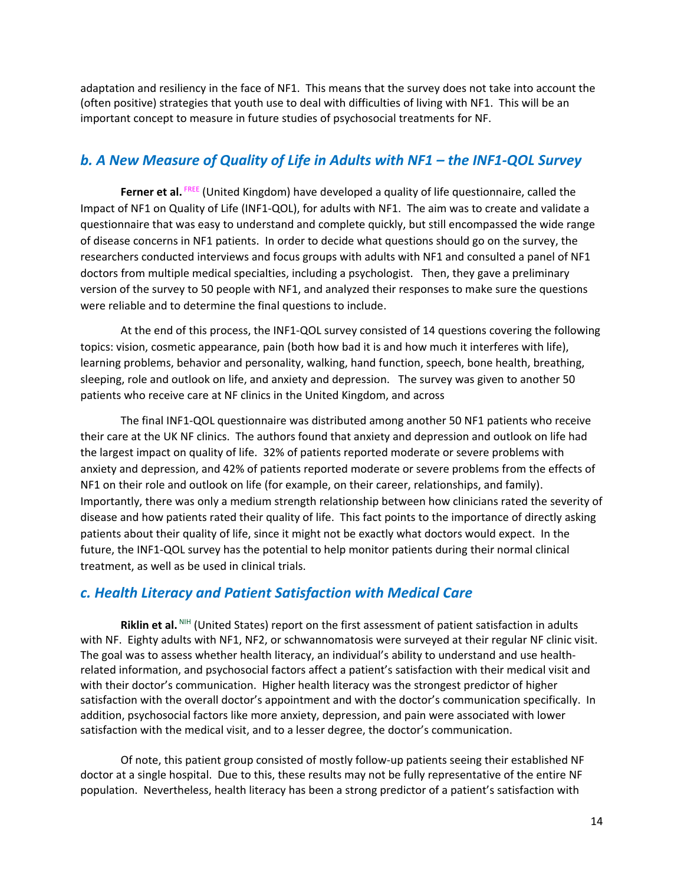adaptation and resiliency in the face of NF1. This means that the survey does not take into account the (often positive) strategies that youth use to deal with difficulties of living with NF1. This will be an important concept to measure in future studies of psychosocial treatments for NF.

## *b. A New Measure of Quality of Life in Adults with NF1 – the INF1-QOL Survey*

**Ferner et al.** FREE (United Kingdom) have developed a quality of life questionnaire, called the Impact of NF1 on Quality of Life (INF1-QOL), for adults with NF1. The aim was to create and validate a questionnaire that was easy to understand and complete quickly, but still encompassed the wide range of disease concerns in NF1 patients. In order to decide what questions should go on the survey, the researchers conducted interviews and focus groups with adults with NF1 and consulted a panel of NF1 doctors from multiple medical specialties, including a psychologist. Then, they gave a preliminary version of the survey to 50 people with NF1, and analyzed their responses to make sure the questions were reliable and to determine the final questions to include.

At the end of this process, the INF1-QOL survey consisted of 14 questions covering the following topics: vision, cosmetic appearance, pain (both how bad it is and how much it interferes with life), learning problems, behavior and personality, walking, hand function, speech, bone health, breathing, sleeping, role and outlook on life, and anxiety and depression. The survey was given to another 50 patients who receive care at NF clinics in the United Kingdom, and across

The final INF1-QOL questionnaire was distributed among another 50 NF1 patients who receive their care at the UK NF clinics. The authors found that anxiety and depression and outlook on life had the largest impact on quality of life. 32% of patients reported moderate or severe problems with anxiety and depression, and 42% of patients reported moderate or severe problems from the effects of NF1 on their role and outlook on life (for example, on their career, relationships, and family). Importantly, there was only a medium strength relationship between how clinicians rated the severity of disease and how patients rated their quality of life. This fact points to the importance of directly asking patients about their quality of life, since it might not be exactly what doctors would expect. In the future, the INF1-QOL survey has the potential to help monitor patients during their normal clinical treatment, as well as be used in clinical trials.

## *c. Health Literacy and Patient Satisfaction with Medical Care*

**Riklin et al.** NIH (United States) report on the first assessment of patient satisfaction in adults with NF. Eighty adults with NF1, NF2, or schwannomatosis were surveyed at their regular NF clinic visit. The goal was to assess whether health literacy, an individual's ability to understand and use health-related information, and psychosocial factors affect a patient's satisfaction with their medical visit and with their doctor's communication. Higher health literacy was the strongest predictor of higher satisfaction with the overall doctor's appointment and with the doctor's communication specifically. In addition, psychosocial factors like more anxiety, depression, and pain were associated with lower satisfaction with the medical visit, and to a lesser degree, the doctor's communication.

Of note, this patient group consisted of mostly follow-up patients seeing their established NF doctor at a single hospital. Due to this, these results may not be fully representative of the entire NF population. Nevertheless, health literacy has been a strong predictor of a patient's satisfaction with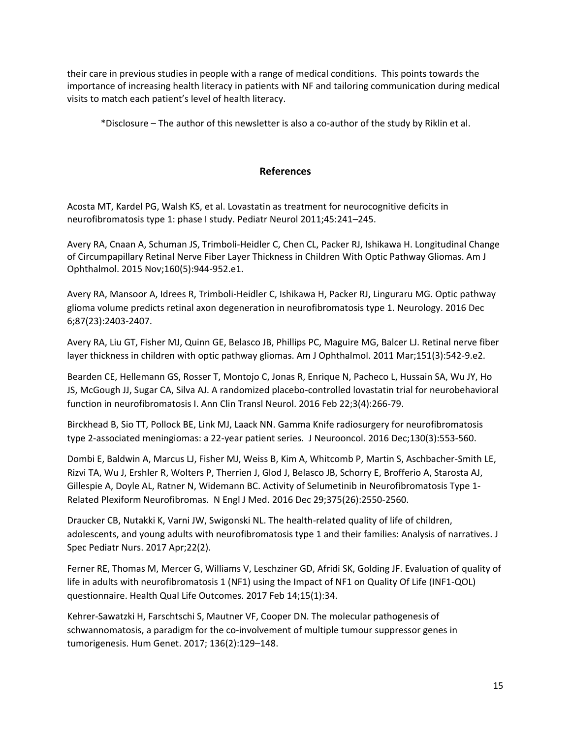their care in previous studies in people with a range of medical conditions. This points towards the importance of increasing health literacy in patients with NF and tailoring communication during medical visits to match each patient's level of health literacy.

*Disclosure – The author of this newsletter is also a co-author of the study by Riklin et al.

## References

Acosta MT, Kardel PG, Walsh KS, et al. Lovastatin as treatment for neurocognitive deficits in neurofibromatosis type 1: phase I study. Pediatr Neurol 2011;45:241–245.

Avery RA, Cnaan A, Schuman JS, Trimboli-Heidler C, Chen CL, Packer RJ, Ishikawa H. Longitudinal Change of Circumpapillary Retinal Nerve Fiber Layer Thickness in Children With Optic Pathway Gliomas. Am J Ophthalmol. 2015 Nov;160(5):944-952.e1.

Avery RA, Mansoor A, Idrees R, Trimboli-Heidler C, Ishikawa H, Packer RJ, Linguraru MG. Optic pathway glioma volume predicts retinal axon degeneration in neurofibromatosis type 1. Neurology. 2016 Dec 6;87(23):2403-2407.

Avery RA, Liu GT, Fisher MJ, Quinn GE, Belasco JB, Phillips PC, Maguire MG, Balcer LJ. Retinal nerve fiber layer thickness in children with optic pathway gliomas. Am J Ophthalmol. 2011 Mar;151(3):542-9.e2.

Bearden CE, Hellemann GS, Rosser T, Montojo C, Jonas R, Enrique N, Pacheco L, Hussain SA, Wu JY, Ho JS, McGough JJ, Sugar CA, Silva AJ. A randomized placebo-controlled lovastatin trial for neurobehavioral function in neurofibromatosis I. Ann Clin Transl Neurol. 2016 Feb 22;3(4):266-79.

Birckhead B, Sio TT, Pollock BE, Link MJ, Laack NN. Gamma Knife radiosurgery for neurofibromatosis type 2-associated meningiomas: a 22-year patient series. J Neurooncol. 2016 Dec;130(3):553-560.

Dombi E, Baldwin A, Marcus LJ, Fisher MJ, Weiss B, Kim A, Whitcomb P, Martin S, Aschbacher-Smith LE, Rizvi TA, Wu J, Ershler R, Wolters P, Therrien J, Glod J, Belasco JB, Schorry E, Brofferio A, Starosta AJ, Gillespie A, Doyle AL, Ratner N, Widemann BC. Activity of Selumetinib in Neurofibromatosis Type 1-Related Plexiform Neurofibromas. N Engl J Med. 2016 Dec 29;375(26):2550-2560.

Draucker CB, Nutakki K, Varni JW, Swigonski NL. The health-related quality of life of children, adolescents, and young adults with neurofibromatosis type 1 and their families: Analysis of narratives. J Spec Pediatr Nurs. 2017 Apr;22(2).

Ferner RE, Thomas M, Mercer G, Williams V, Leschziner GD, Afridi SK, Golding JF. Evaluation of quality of life in adults with neurofibromatosis 1 (NF1) using the Impact of NF1 on Quality Of Life (INF1-QOL) questionnaire. Health Qual Life Outcomes. 2017 Feb 14;15(1):34.

Kehrer-Sawatzki H, Farschtschi S, Mautner VF, Cooper DN. The molecular pathogenesis of schwannomatosis, a paradigm for the co-involvement of multiple tumour suppressor genes in tumorigenesis. Hum Genet. 2017; 136(2):129–148.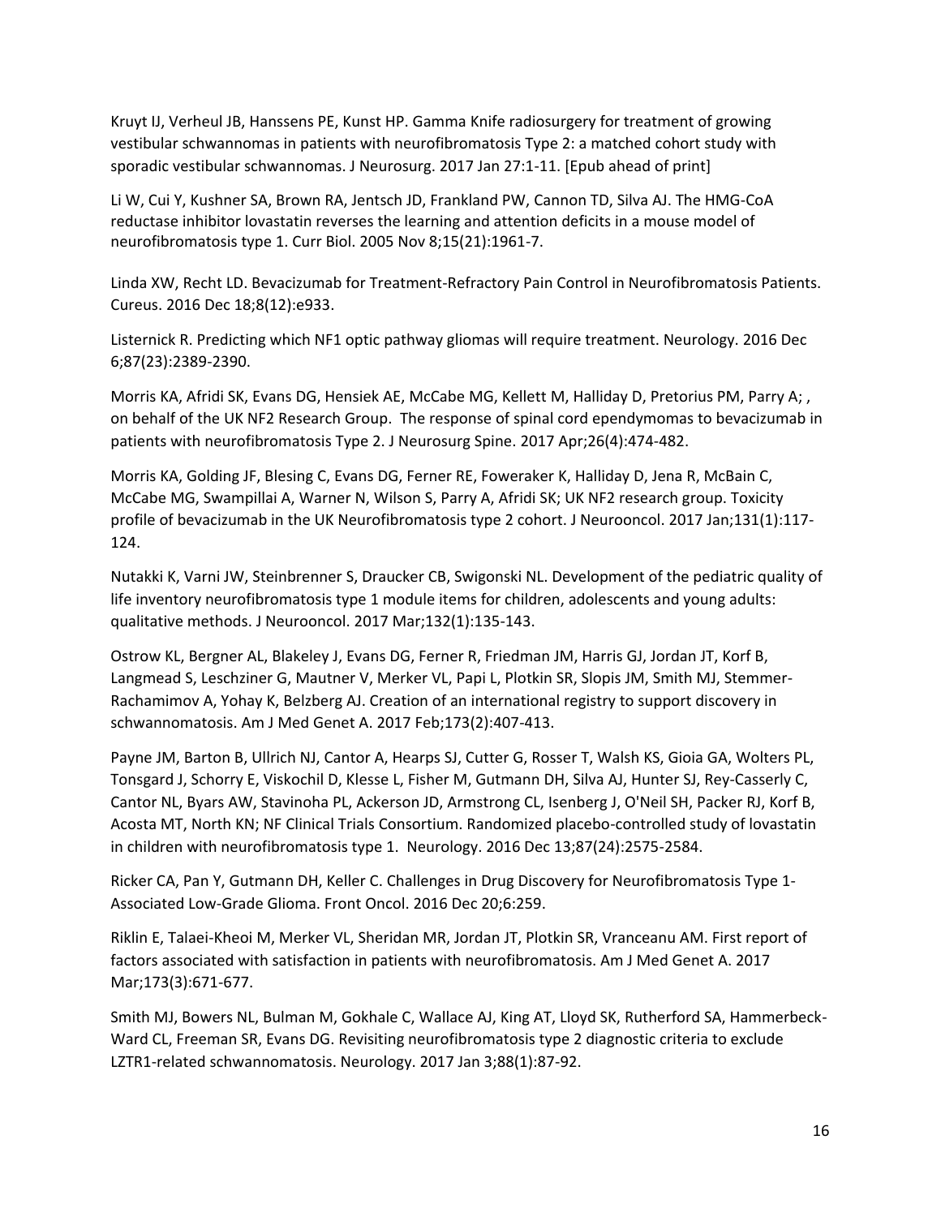Kruyt IJ, Verheul JB, Hanssens PE, Kunst HP. Gamma Knife radiosurgery for treatment of growing vestibular schwannomas in patients with neurofibromatosis Type 2: a matched cohort study with sporadic vestibular schwannomas. J Neurosurg. 2017 Jan 27:1-11. [Epub ahead of print]

Li W, Cui Y, Kushner SA, Brown RA, Jentsch JD, Frankland PW, Cannon TD, Silva AJ. The HMG-CoA reductase inhibitor lovastatin reverses the learning and attention deficits in a mouse model of neurofibromatosis type 1. Curr Biol. 2005 Nov 8;15(21):1961-7.

Linda XW, Recht LD. Bevacizumab for Treatment-Refractory Pain Control in Neurofibromatosis Patients. Cureus. 2016 Dec 18;8(12):e933.

Listernick R. Predicting which NF1 optic pathway gliomas will require treatment. Neurology. 2016 Dec 6;87(23):2389-2390.

Morris KA, Afridi SK, Evans DG, Hensiek AE, McCabe MG, Kellett M, Halliday D, Pretorius PM, Parry A; , on behalf of the UK NF2 Research Group. The response of spinal cord ependymomas to bevacizumab in patients with neurofibromatosis Type 2. J Neurosurg Spine. 2017 Apr;26(4):474-482.

Morris KA, Golding JF, Blesing C, Evans DG, Ferner RE, Foweraker K, Halliday D, Jena R, McBain C, McCabe MG, Swampillai A, Warner N, Wilson S, Parry A, Afridi SK; UK NF2 research group. Toxicity profile of bevacizumab in the UK Neurofibromatosis type 2 cohort. J Neurooncol. 2017 Jan;131(1):117-124.

Nutakki K, Varni JW, Steinbrenner S, Draucker CB, Swigonski NL. Development of the pediatric quality of life inventory neurofibromatosis type 1 module items for children, adolescents and young adults: qualitative methods. J Neurooncol. 2017 Mar;132(1):135-143.

Ostrow KL, Bergner AL, Blakeley J, Evans DG, Ferner R, Friedman JM, Harris GJ, Jordan JT, Korf B, Langmead S, Leschziner G, Mautner V, Merker VL, Papi L, Plotkin SR, Slopis JM, Smith MJ, Stemmer-Rachamimov A, Yohay K, Belzberg AJ. Creation of an international registry to support discovery in schwannomatosis. Am J Med Genet A. 2017 Feb;173(2):407-413.

Payne JM, Barton B, Ullrich NJ, Cantor A, Hearps SJ, Cutter G, Rosser T, Walsh KS, Gioia GA, Wolters PL, Tonsgard J, Schorry E, Viskochil D, Klesse L, Fisher M, Gutmann DH, Silva AJ, Hunter SJ, Rey-Casserly C, Cantor NL, Byars AW, Stavinoha PL, Ackerson JD, Armstrong CL, Isenberg J, O'Neil SH, Packer RJ, Korf B, Acosta MT, North KN; NF Clinical Trials Consortium. Randomized placebo-controlled study of lovastatin in children with neurofibromatosis type 1. Neurology. 2016 Dec 13;87(24):2575-2584.

Ricker CA, Pan Y, Gutmann DH, Keller C. Challenges in Drug Discovery for Neurofibromatosis Type 1-Associated Low-Grade Glioma. Front Oncol. 2016 Dec 20;6:259.

Riklin E, Talaei-Kheoi M, Merker VL, Sheridan MR, Jordan JT, Plotkin SR, Vranceanu AM. First report of factors associated with satisfaction in patients with neurofibromatosis. Am J Med Genet A. 2017 Mar;173(3):671-677.

Smith MJ, Bowers NL, Bulman M, Gokhale C, Wallace AJ, King AT, Lloyd SK, Rutherford SA, Hammerbeck-Ward CL, Freeman SR, Evans DG. Revisiting neurofibromatosis type 2 diagnostic criteria to exclude LZTR1-related schwannomatosis. Neurology. 2017 Jan 3;88(1):87-92.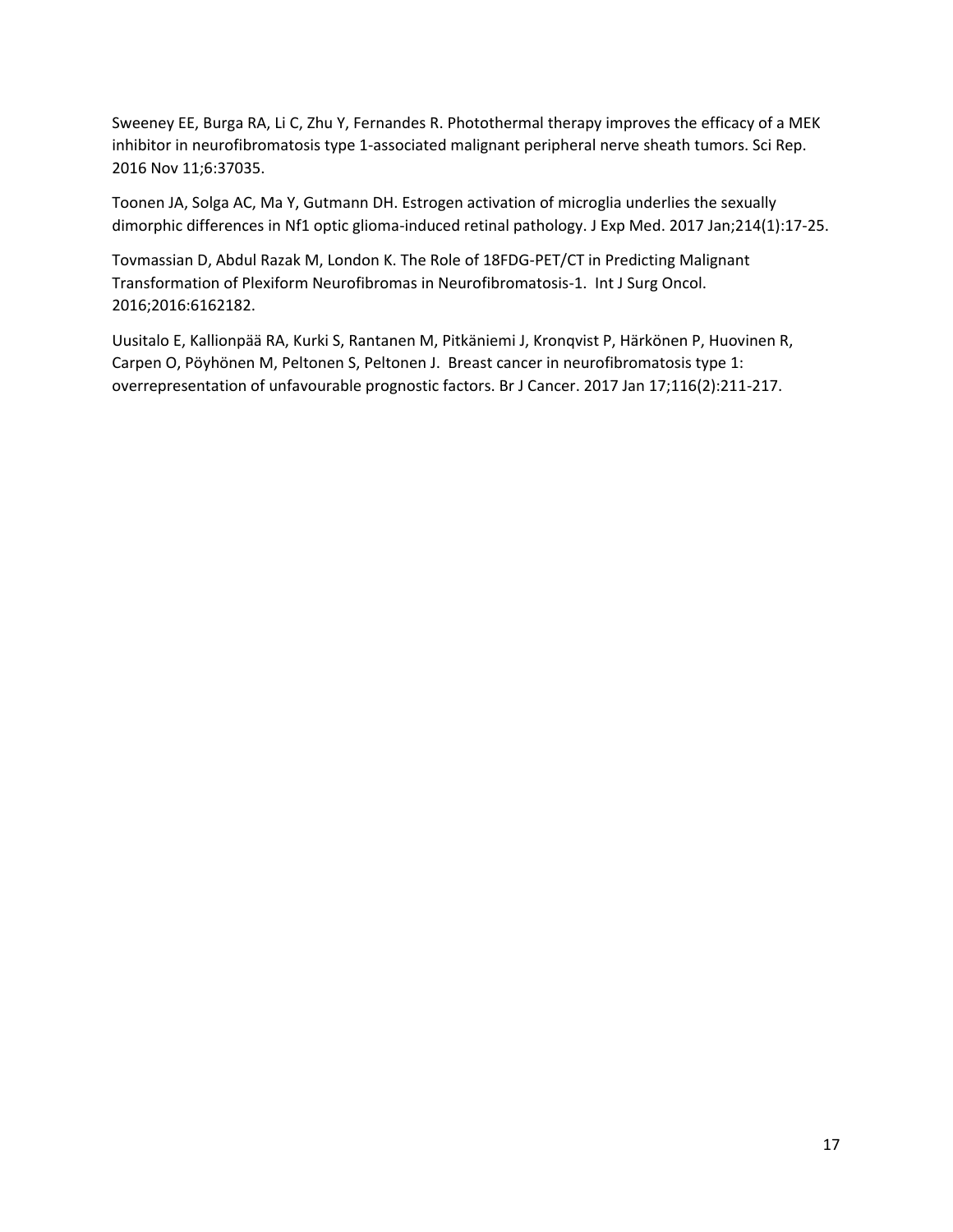Sweeney EE, Burga RA, Li C, Zhu Y, Fernandes R. Photothermal therapy improves the efficacy of a MEK inhibitor in neurofibromatosis type 1-associated malignant peripheral nerve sheath tumors. Sci Rep. 2016 Nov 11;6:37035.

Toonen JA, Solga AC, Ma Y, Gutmann DH. Estrogen activation of microglia underlies the sexually dimorphic differences in Nf1 optic glioma-induced retinal pathology. J Exp Med. 2017 Jan;214(1):17-25.

Tovmassian D, Abdul Razak M, London K. The Role of 18FDG-PET/CT in Predicting Malignant Transformation of Plexiform Neurofibromas in Neurofibromatosis-1. Int J Surg Oncol. 2016;2016:6162182.

Uusitalo E, Kallionpää RA, Kurki S, Rantanen M, Pitkäniemi J, Kronqvist P, Härkönen P, Huovinen R, Carpen O, Pöyhönen M, Peltonen S, Peltonen J. Breast cancer in neurofibromatosis type 1: overrepresentation of unfavourable prognostic factors. Br J Cancer. 2017 Jan 17;116(2):211-217.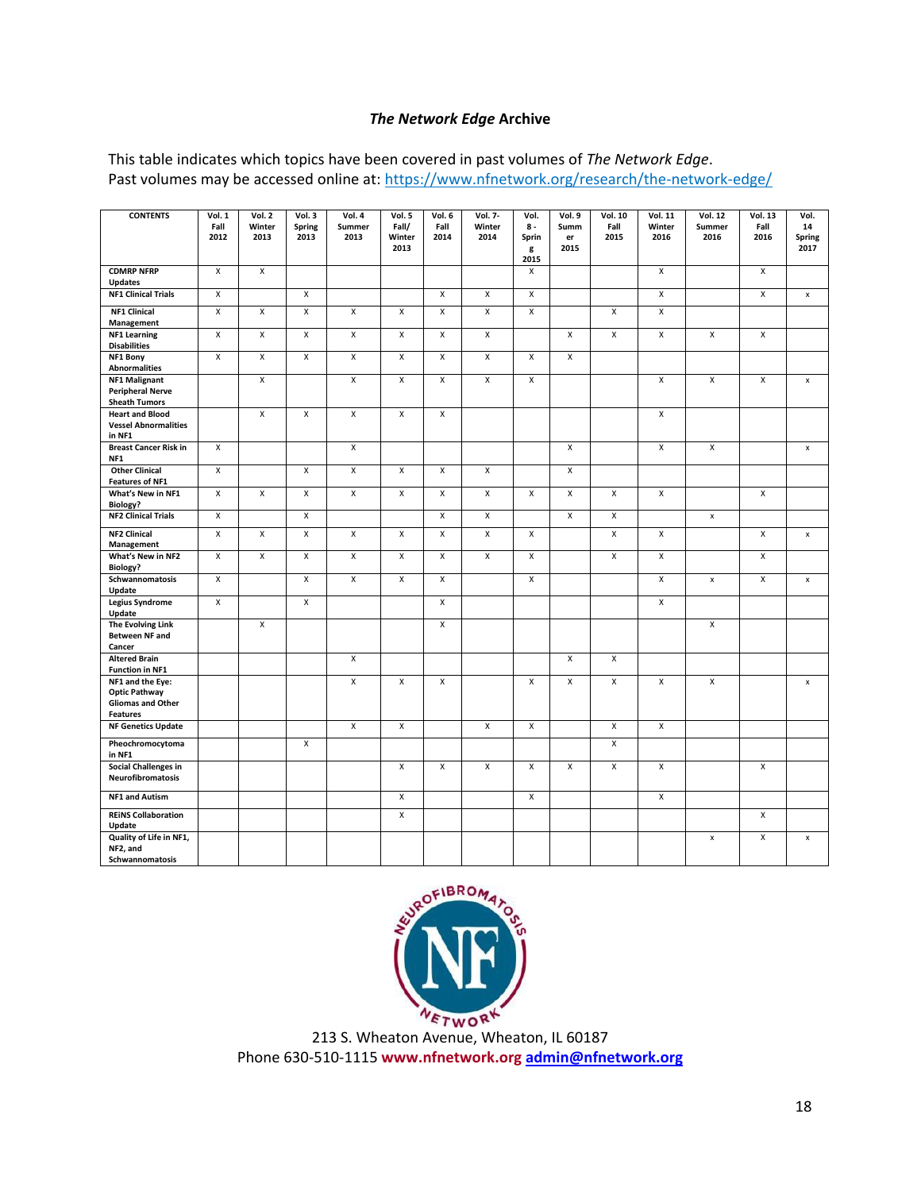### *The Network Edge* Archive

This table indicates which topics have been covered in past volumes of *The Network Edge*.
Past volumes may be accessed online at: https://www.nfnetwork.org/research/the-network-edge/

| CONTENTS | Vol. 1 Fall 2012 | Vol. 2 Winter 2013 | Vol. 3 Spring 2013 | Vol. 4 Summer 2013 | Vol. 5 Fall/ Winter 2013 | Vol. 6 Fall 2014 | Vol. 7- Winter 2014 | Vol. 8 - Spring 2015 | Vol. 9 Summer 2015 | Vol. 10 Fall 2015 | Vol. 11 Winter 2016 | Vol. 12 Summer 2016 | Vol. 13 Fall 2016 | Vol. 14 Spring 2017 |
|---|---|---|---|---|---|---|---|---|---|---|---|---|---|---|
| CDMRP NFRP Updates | X | X | | | | | | X | | | X | | X | |
| NF1 Clinical Trials | X | | X | | | X | X | X | | | X | | X | x |
| NF1 Clinical Management | X | X | X | X | X | X | X | X | | X | X | | | |
| NF1 Learning Disabilities | X | X | X | X | X | X | X | | X | X | X | X | X | |
| NF1 Bony Abnormalities | X | X | X | X | X | X | X | X | X | | | | | |
| NF1 Malignant Peripheral Nerve Sheath Tumors | | X | | X | X | X | X | X | | | X | X | X | x |
| Heart and Blood Vessel Abnormalities in NF1 | | X | X | X | X | X | | | | | X | | | |
| Breast Cancer Risk in NF1 | X | | | X | | | | | X | | X | X | | x |
| Other Clinical Features of NF1 | X | | X | X | X | X | X | | X | | | | | |
| What's New in NF1 Biology? | X | X | X | X | X | X | X | X | X | X | X | | X | |
| NF2 Clinical Trials | X | | X | | | X | X | | X | X | | x | | |
| NF2 Clinical Management | X | X | X | X | X | X | X | X | | X | X | | X | x |
| What's New in NF2 Biology? | X | X | X | X | X | X | X | X | | X | X | | X | |
| Schwannomatosis Update | X | | X | X | X | X | | X | | | X | x | X | x |
| Legius Syndrome Update | X | | X | | | X | | | | | X | | | |
| The Evolving Link Between NF and Cancer | | X | | | | X | | | | | | X | | |
| Altered Brain Function in NF1 | | | | X | | | | | X | X | | | | |
| NF1 and the Eye: Optic Pathway Gliomas and Other Features | | | | X | X | X | | X | X | X | X | X | | x |
| NF Genetics Update | | | | X | X | | X | X | | X | X | | | |
| Pheochromocytoma in NF1 | | | X | | | | | | | X | | | | |
| Social Challenges in Neurofibromatosis | | | | | X | X | X | X | X | X | X | | X | |
| NF1 and Autism | | | | | X | | | X | | | X | | | |
| REiNS Collaboration Update | | | | | X | | | | | | | | X | |
| Quality of Life in NF1, NF2, and Schwannomatosis | | | | | | | | | | | | x | X | x |

NEUROFIBROMATOSIS NETWORK

213 S. Wheaton Avenue, Wheaton, IL 60187
Phone 630-510-1115 **www.nfnetwork.org** admin@nfnetwork.org